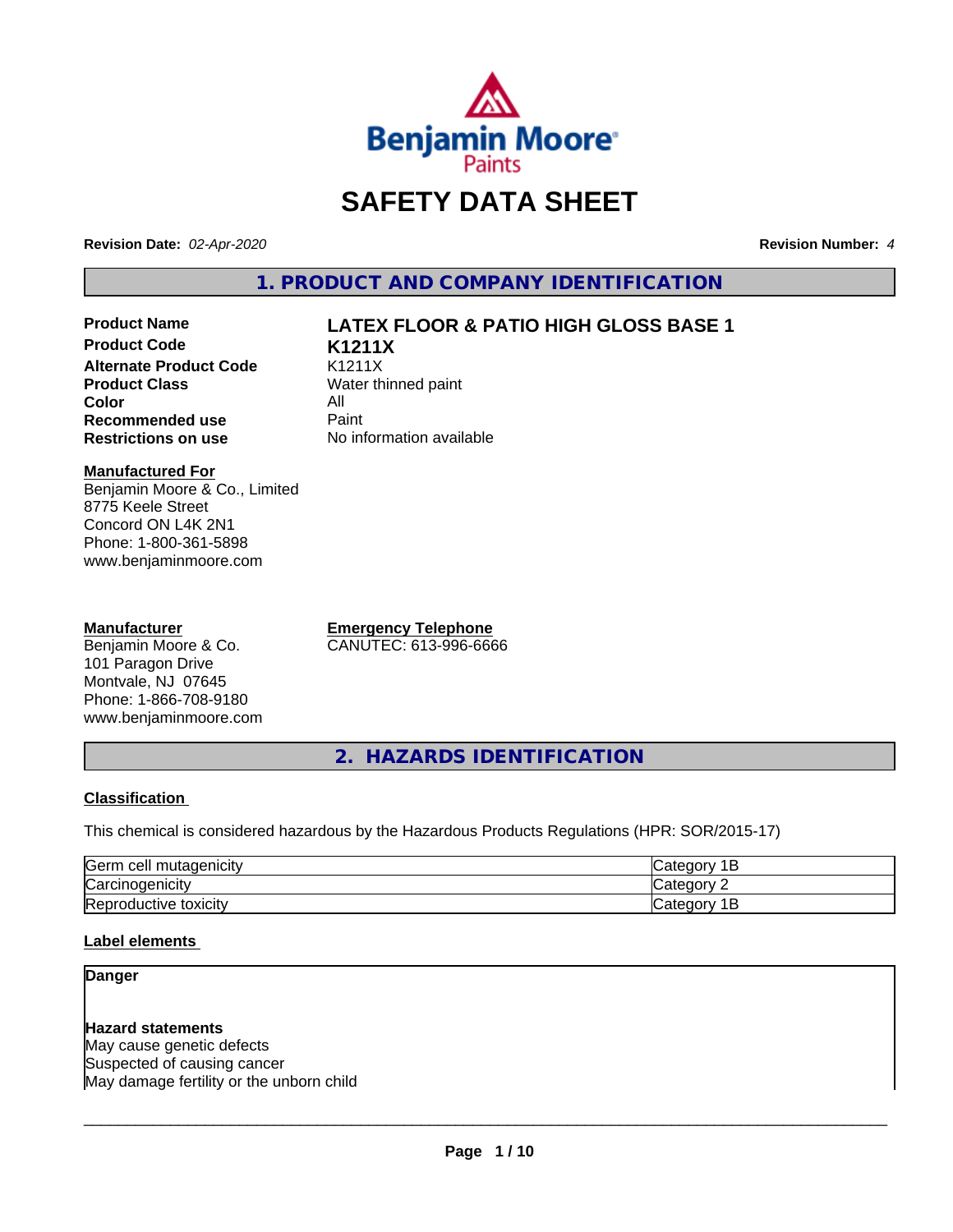# SAFETY DATA SHEET

**Revision Date:** *02-Apr-2020* **Revision Number:** *4*

## 1. PRODUCT AND COMPANY IDENTIFICATION

| | |
|---|---|
| **Product Name** | **LATEX FLOOR & PATIO HIGH GLOSS BASE 1** |
| **Product Code** | **K1211X** |
| **Alternate Product Code** | K1211X |
| **Product Class** | Water thinned paint |
| **Color** | All |
| **Recommended use** | Paint |
| **Restrictions on use** | No information available |

**Manufactured For**
Benjamin Moore & Co., Limited
8775 Keele Street
Concord ON L4K 2N1
Phone: 1-800-361-5898
www.benjaminmoore.com

**Manufacturer**
Benjamin Moore & Co.
101 Paragon Drive
Montvale, NJ 07645
Phone: 1-866-708-9180
www.benjaminmoore.com

**Emergency Telephone**
CANUTEC: 613-996-6666

## 2. HAZARDS IDENTIFICATION

### Classification

This chemical is considered hazardous by the Hazardous Products Regulations (HPR: SOR/2015-17)

| | |
|---|---|
| Germ cell mutagenicity | Category 1B |
| Carcinogenicity | Category 2 |
| Reproductive toxicity | Category 1B |

### Label elements

**Danger**

**Hazard statements**
May cause genetic defects
Suspected of causing cancer
May damage fertility or the unborn child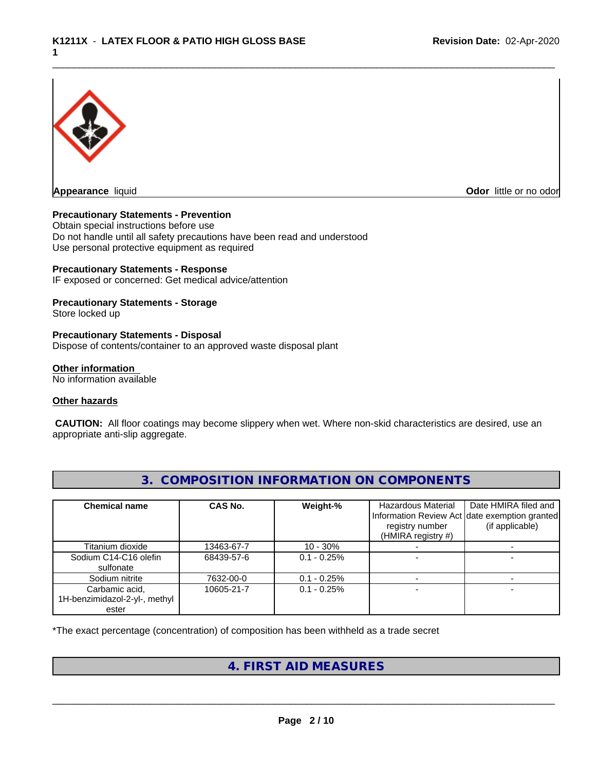**Appearance** liquid

**Odor** little or no odor

**Precautionary Statements - Prevention**
Obtain special instructions before use
Do not handle until all safety precautions have been read and understood
Use personal protective equipment as required

**Precautionary Statements - Response**
IF exposed or concerned: Get medical advice/attention

**Precautionary Statements - Storage**
Store locked up

**Precautionary Statements - Disposal**
Dispose of contents/container to an approved waste disposal plant

**Other information**
No information available

**Other hazards**

**CAUTION:** All floor coatings may become slippery when wet. Where non-skid characteristics are desired, use an appropriate anti-slip aggregate.

## 3. COMPOSITION INFORMATION ON COMPONENTS

| Chemical name | CAS No. | Weight-% | Hazardous Material Information Review Act registry number (HMIRA registry #) | Date HMIRA filed and date exemption granted (if applicable) |
|---|---|---|---|---|
| Titanium dioxide | 13463-67-7 | 10 - 30% | - | - |
| Sodium C14-C16 olefin sulfonate | 68439-57-6 | 0.1 - 0.25% | - | - |
| Sodium nitrite | 7632-00-0 | 0.1 - 0.25% | - | - |
| Carbamic acid, 1H-benzimidazol-2-yl-, methyl ester | 10605-21-7 | 0.1 - 0.25% | - | - |

*The exact percentage (concentration) of composition has been withheld as a trade secret

## 4. FIRST AID MEASURES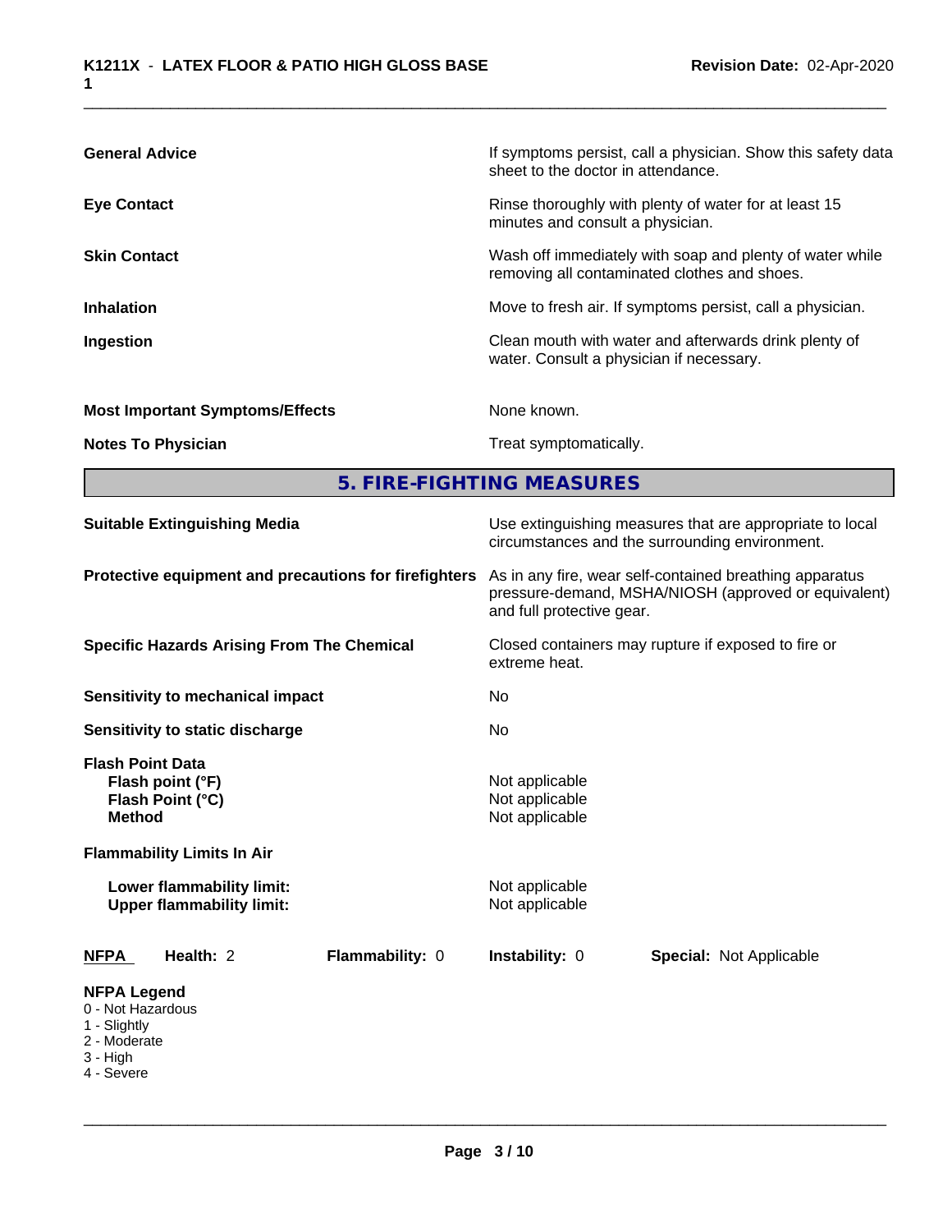**General Advice** If symptoms persist, call a physician. Show this safety data sheet to the doctor in attendance.

**Eye Contact** Rinse thoroughly with plenty of water for at least 15 minutes and consult a physician.

**Skin Contact** Wash off immediately with soap and plenty of water while removing all contaminated clothes and shoes.

**Inhalation** Move to fresh air. If symptoms persist, call a physician.

**Ingestion** Clean mouth with water and afterwards drink plenty of water. Consult a physician if necessary.

**Most Important Symptoms/Effects** None known.

**Notes To Physician** Treat symptomatically.

## 5. FIRE-FIGHTING MEASURES

**Suitable Extinguishing Media** Use extinguishing measures that are appropriate to local circumstances and the surrounding environment.

**Protective equipment and precautions for firefighters** As in any fire, wear self-contained breathing apparatus pressure-demand, MSHA/NIOSH (approved or equivalent) and full protective gear.

**Specific Hazards Arising From The Chemical** Closed containers may rupture if exposed to fire or extreme heat.

**Sensitivity to mechanical impact** No

**Sensitivity to static discharge** No

**Flash Point Data**
- **Flash point (°F)** Not applicable
- **Flash Point (°C)** Not applicable
- **Method** Not applicable

**Flammability Limits In Air**
- **Lower flammability limit:** Not applicable
- **Upper flammability limit:** Not applicable

| **NFPA** | **Health:** 2 | **Flammability:** 0 | **Instability:** 0 | **Special:** Not Applicable |
|---|---|---|---|---|

**NFPA Legend**
- 0 - Not Hazardous
- 1 - Slightly
- 2 - Moderate
- 3 - High
- 4 - Severe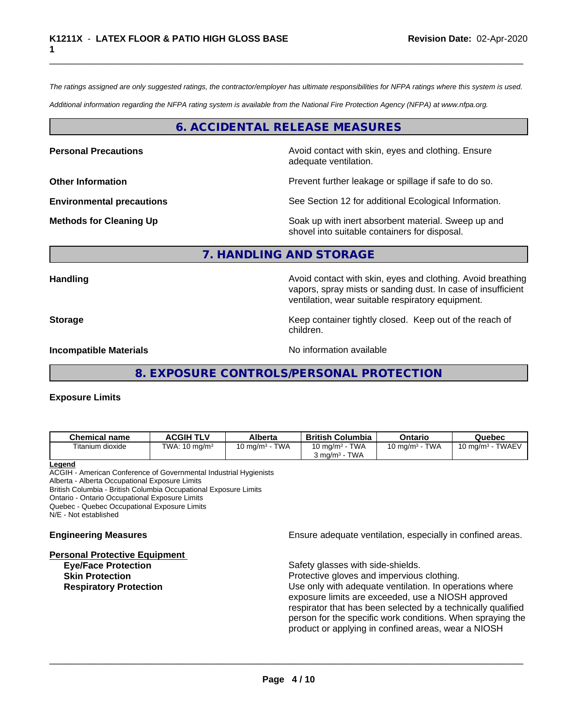*The ratings assigned are only suggested ratings, the contractor/employer has ultimate responsibilities for NFPA ratings where this system is used.*

*Additional information regarding the NFPA rating system is available from the National Fire Protection Agency (NFPA) at www.nfpa.org.*

## 6. ACCIDENTAL RELEASE MEASURES

**Personal Precautions** Avoid contact with skin, eyes and clothing. Ensure adequate ventilation.

**Other Information** Prevent further leakage or spillage if safe to do so.

**Environmental precautions** See Section 12 for additional Ecological Information.

**Methods for Cleaning Up** Soak up with inert absorbent material. Sweep up and shovel into suitable containers for disposal.

## 7. HANDLING AND STORAGE

**Handling** Avoid contact with skin, eyes and clothing. Avoid breathing vapors, spray mists or sanding dust. In case of insufficient ventilation, wear suitable respiratory equipment.

**Storage** Keep container tightly closed. Keep out of the reach of children.

**Incompatible Materials** No information available

## 8. EXPOSURE CONTROLS/PERSONAL PROTECTION

**Exposure Limits**

| Chemical name | ACGIH TLV | Alberta | British Columbia | Ontario | Quebec |
|---|---|---|---|---|---|
| Titanium dioxide | TWA: 10 mg/m³ | 10 mg/m³ - TWA | 10 mg/m³ - TWA<br>3 mg/m³ - TWA | 10 mg/m³ - TWA | 10 mg/m³ - TWAEV |

**Legend**
ACGIH - American Conference of Governmental Industrial Hygienists
Alberta - Alberta Occupational Exposure Limits
British Columbia - British Columbia Occupational Exposure Limits
Ontario - Ontario Occupational Exposure Limits
Quebec - Quebec Occupational Exposure Limits
N/E - Not established

**Engineering Measures** Ensure adequate ventilation, especially in confined areas.

**Personal Protective Equipment**

**Eye/Face Protection** Safety glasses with side-shields.

**Skin Protection** Protective gloves and impervious clothing.

**Respiratory Protection** Use only with adequate ventilation. In operations where exposure limits are exceeded, use a NIOSH approved respirator that has been selected by a technically qualified person for the specific work conditions. When spraying the product or applying in confined areas, wear a NIOSH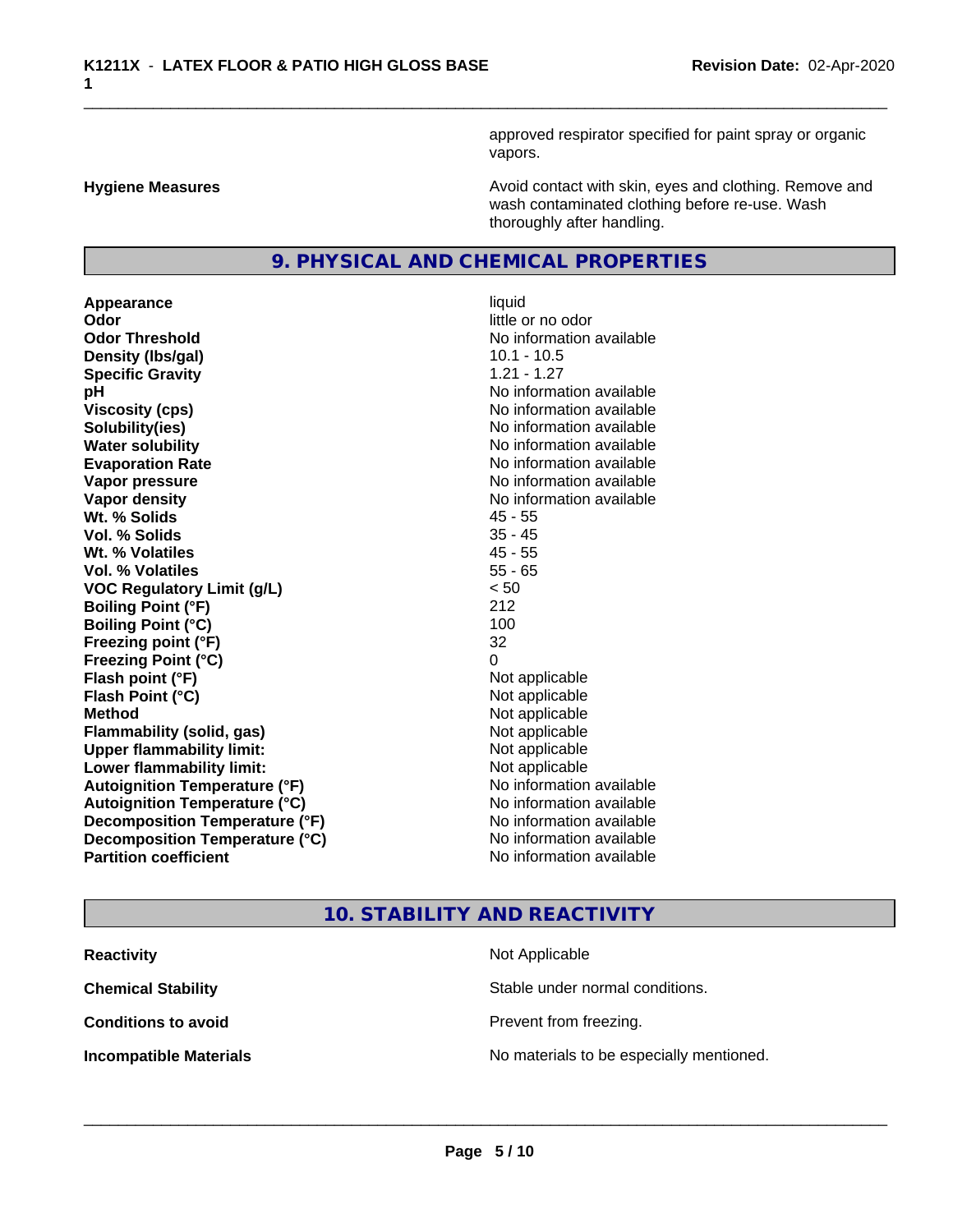approved respirator specified for paint spray or organic vapors.

**Hygiene Measures** Avoid contact with skin, eyes and clothing. Remove and wash contaminated clothing before re-use. Wash thoroughly after handling.

## 9. PHYSICAL AND CHEMICAL PROPERTIES

| | |
|---|---|
| **Appearance** | liquid |
| **Odor** | little or no odor |
| **Odor Threshold** | No information available |
| **Density (lbs/gal)** | 10.1 - 10.5 |
| **Specific Gravity** | 1.21 - 1.27 |
| **pH** | No information available |
| **Viscosity (cps)** | No information available |
| **Solubility(ies)** | No information available |
| **Water solubility** | No information available |
| **Evaporation Rate** | No information available |
| **Vapor pressure** | No information available |
| **Vapor density** | No information available |
| **Wt. % Solids** | 45 - 55 |
| **Vol. % Solids** | 35 - 45 |
| **Wt. % Volatiles** | 45 - 55 |
| **Vol. % Volatiles** | 55 - 65 |
| **VOC Regulatory Limit (g/L)** | < 50 |
| **Boiling Point (°F)** | 212 |
| **Boiling Point (°C)** | 100 |
| **Freezing point (°F)** | 32 |
| **Freezing Point (°C)** | 0 |
| **Flash point (°F)** | Not applicable |
| **Flash Point (°C)** | Not applicable |
| **Method** | Not applicable |
| **Flammability (solid, gas)** | Not applicable |
| **Upper flammability limit:** | Not applicable |
| **Lower flammability limit:** | Not applicable |
| **Autoignition Temperature (°F)** | No information available |
| **Autoignition Temperature (°C)** | No information available |
| **Decomposition Temperature (°F)** | No information available |
| **Decomposition Temperature (°C)** | No information available |
| **Partition coefficient** | No information available |

## 10. STABILITY AND REACTIVITY

| | |
|---|---|
| **Reactivity** | Not Applicable |
| **Chemical Stability** | Stable under normal conditions. |
| **Conditions to avoid** | Prevent from freezing. |
| **Incompatible Materials** | No materials to be especially mentioned. |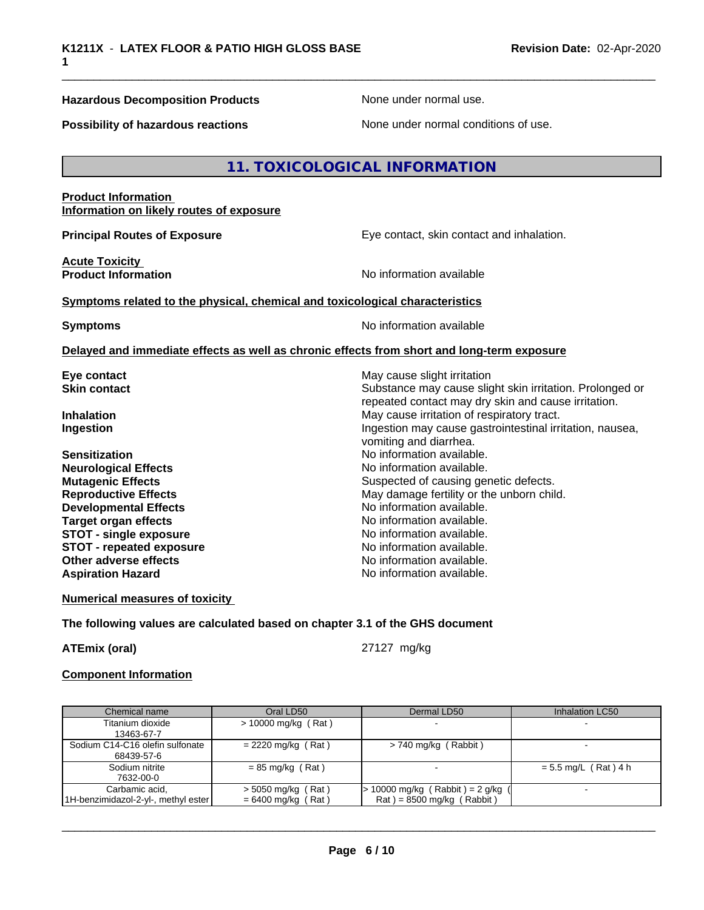**Hazardous Decomposition Products** None under normal use.

**Possibility of hazardous reactions** None under normal conditions of use.

## 11. TOXICOLOGICAL INFORMATION

**Product Information**
**Information on likely routes of exposure**

**Principal Routes of Exposure** Eye contact, skin contact and inhalation.

**Acute Toxicity**
**Product Information** No information available

**Symptoms related to the physical, chemical and toxicological characteristics**

**Symptoms** No information available

**Delayed and immediate effects as well as chronic effects from short and long-term exposure**

**Eye contact** May cause slight irritation
**Skin contact** Substance may cause slight skin irritation. Prolonged or repeated contact may dry skin and cause irritation.
**Inhalation** May cause irritation of respiratory tract.
**Ingestion** Ingestion may cause gastrointestinal irritation, nausea, vomiting and diarrhea.
**Sensitization** No information available.
**Neurological Effects** No information available.
**Mutagenic Effects** Suspected of causing genetic defects.
**Reproductive Effects** May damage fertility or the unborn child.
**Developmental Effects** No information available.
**Target organ effects** No information available.
**STOT - single exposure** No information available.
**STOT - repeated exposure** No information available.
**Other adverse effects** No information available.
**Aspiration Hazard** No information available.

**Numerical measures of toxicity**

**The following values are calculated based on chapter 3.1 of the GHS document**

**ATEmix (oral)** 27127 mg/kg

**Component Information**

| Chemical name | Oral LD50 | Dermal LD50 | Inhalation LC50 |
|---|---|---|---|
| Titanium dioxide 13463-67-7 | > 10000 mg/kg ( Rat ) | - | - |
| Sodium C14-C16 olefin sulfonate 68439-57-6 | = 2220 mg/kg ( Rat ) | > 740 mg/kg ( Rabbit ) | - |
| Sodium nitrite 7632-00-0 | = 85 mg/kg ( Rat ) | - | = 5.5 mg/L ( Rat ) 4 h |
| Carbamic acid, 1H-benzimidazol-2-yl-, methyl ester | > 5050 mg/kg ( Rat ) = 6400 mg/kg ( Rat ) | > 10000 mg/kg ( Rabbit ) = 2 g/kg ( Rat ) = 8500 mg/kg ( Rabbit ) | - |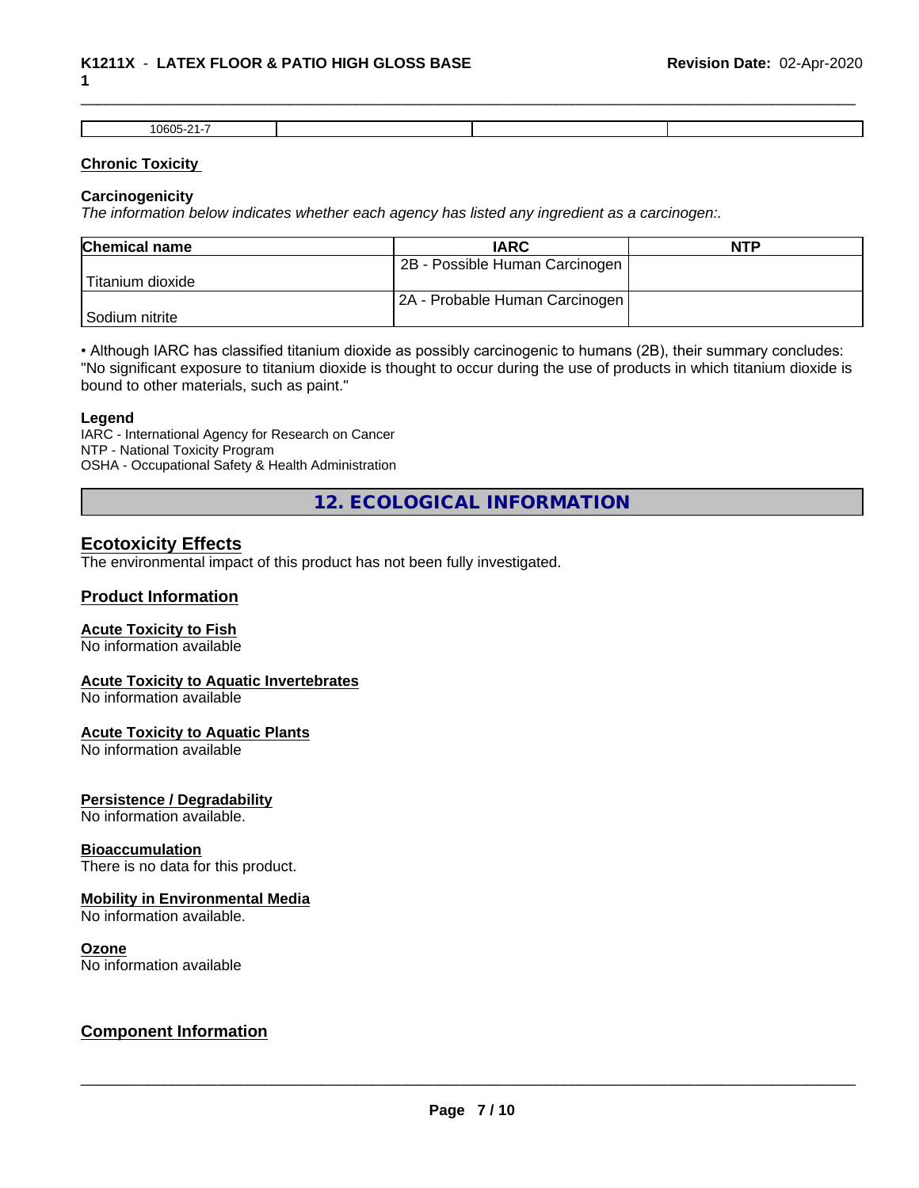| 10605-21-7 | | | |
|---|---|---|---|

**Chronic Toxicity**

**Carcinogenicity**

*The information below indicates whether each agency has listed any ingredient as a carcinogen:.*

| Chemical name | IARC | NTP |
|---|---|---|
| Titanium dioxide | 2B - Possible Human Carcinogen | |
| Sodium nitrite | 2A - Probable Human Carcinogen | |

• Although IARC has classified titanium dioxide as possibly carcinogenic to humans (2B), their summary concludes: "No significant exposure to titanium dioxide is thought to occur during the use of products in which titanium dioxide is bound to other materials, such as paint."

**Legend**

IARC - International Agency for Research on Cancer
NTP - National Toxicity Program
OSHA - Occupational Safety & Health Administration

## 12. ECOLOGICAL INFORMATION

### Ecotoxicity Effects

The environmental impact of this product has not been fully investigated.

### Product Information

**Acute Toxicity to Fish**
No information available

**Acute Toxicity to Aquatic Invertebrates**
No information available

**Acute Toxicity to Aquatic Plants**
No information available

**Persistence / Degradability**
No information available.

**Bioaccumulation**
There is no data for this product.

**Mobility in Environmental Media**
No information available.

**Ozone**
No information available

### Component Information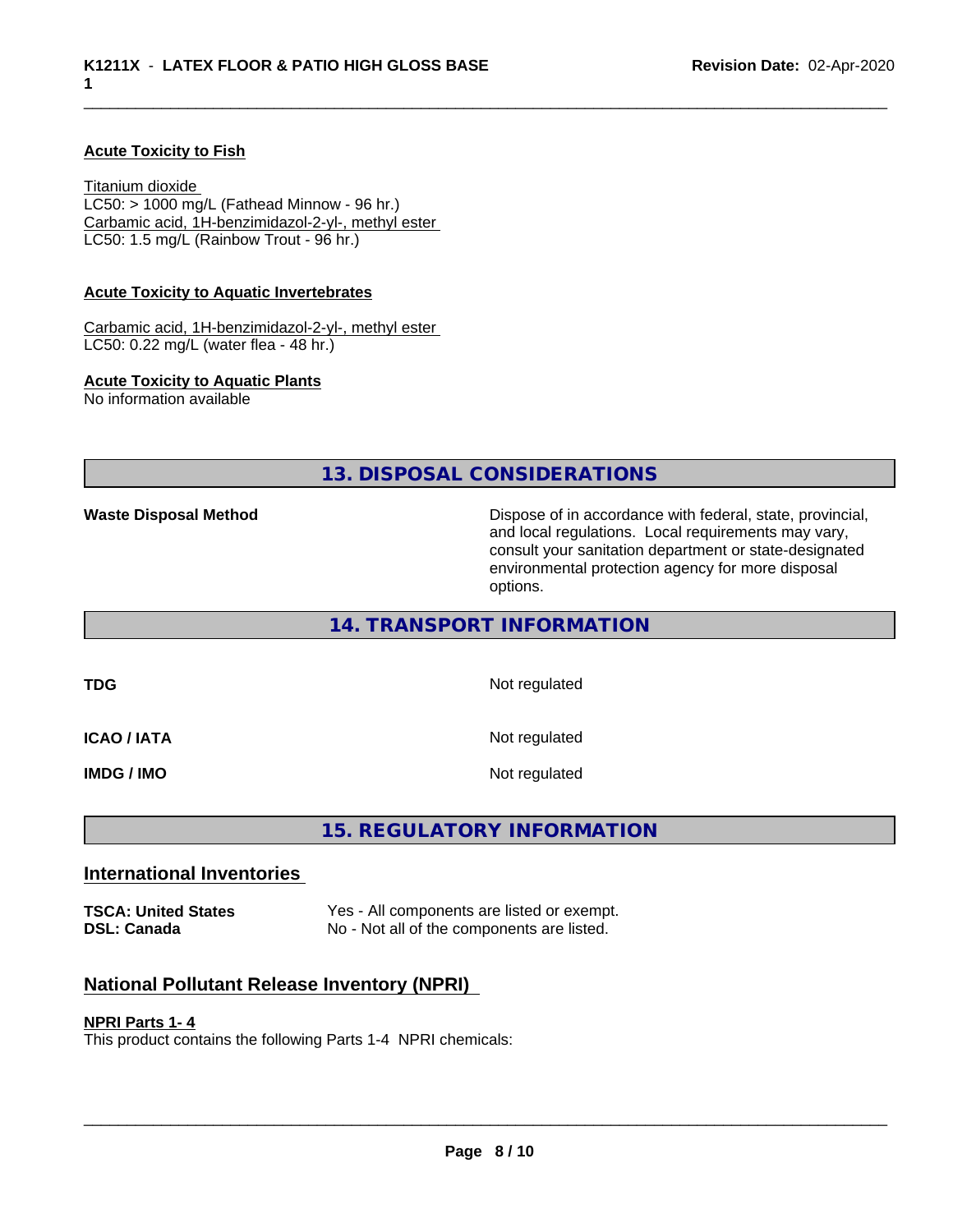**Acute Toxicity to Fish**

Titanium dioxide
LC50: > 1000 mg/L (Fathead Minnow - 96 hr.)
Carbamic acid, 1H-benzimidazol-2-yl-, methyl ester
LC50: 1.5 mg/L (Rainbow Trout - 96 hr.)

**Acute Toxicity to Aquatic Invertebrates**

Carbamic acid, 1H-benzimidazol-2-yl-, methyl ester
LC50: 0.22 mg/L (water flea - 48 hr.)

**Acute Toxicity to Aquatic Plants**
No information available

## 13. DISPOSAL CONSIDERATIONS

**Waste Disposal Method** — Dispose of in accordance with federal, state, provincial, and local regulations. Local requirements may vary, consult your sanitation department or state-designated environmental protection agency for more disposal options.

## 14. TRANSPORT INFORMATION

| | |
|---|---|
| **TDG** | Not regulated |
| **ICAO / IATA** | Not regulated |
| **IMDG / IMO** | Not regulated |

## 15. REGULATORY INFORMATION

### International Inventories

| | |
|---|---|
| **TSCA: United States** | Yes - All components are listed or exempt. |
| **DSL: Canada** | No - Not all of the components are listed. |

### National Pollutant Release Inventory (NPRI)

**NPRI Parts 1- 4**
This product contains the following Parts 1-4 NPRI chemicals: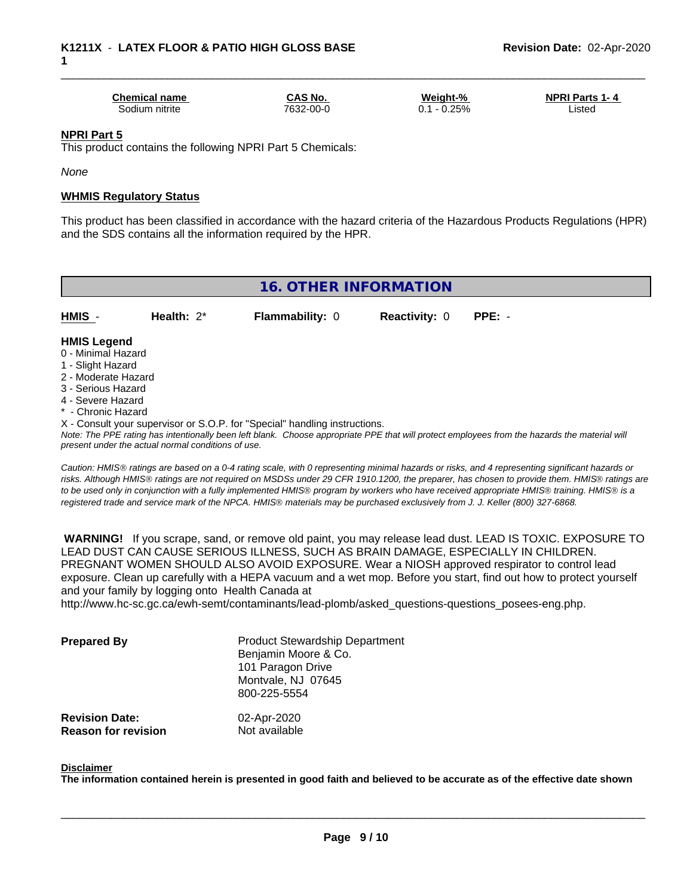| Chemical name | CAS No. | Weight-% | NPRI Parts 1- 4 |
| --- | --- | --- | --- |
| Sodium nitrite | 7632-00-0 | 0.1 - 0.25% | Listed |

**NPRI Part 5**

This product contains the following NPRI Part 5 Chemicals:

*None*

**WHMIS Regulatory Status**

This product has been classified in accordance with the hazard criteria of the Hazardous Products Regulations (HPR) and the SDS contains all the information required by the HPR.

## 16. OTHER INFORMATION

| HMIS - | Health: 2* | Flammability: 0 | Reactivity: 0 | PPE: - |
| --- | --- | --- | --- | --- |

**HMIS Legend**

0 - Minimal Hazard
1 - Slight Hazard
2 - Moderate Hazard
3 - Serious Hazard
4 - Severe Hazard
* - Chronic Hazard
X - Consult your supervisor or S.O.P. for "Special" handling instructions.

*Note: The PPE rating has intentionally been left blank. Choose appropriate PPE that will protect employees from the hazards the material will present under the actual normal conditions of use.*

*Caution: HMIS® ratings are based on a 0-4 rating scale, with 0 representing minimal hazards or risks, and 4 representing significant hazards or risks. Although HMIS® ratings are not required on MSDSs under 29 CFR 1910.1200, the preparer, has chosen to provide them. HMIS® ratings are to be used only in conjunction with a fully implemented HMIS® program by workers who have received appropriate HMIS® training. HMIS® is a registered trade and service mark of the NPCA. HMIS® materials may be purchased exclusively from J. J. Keller (800) 327-6868.*

**WARNING!** If you scrape, sand, or remove old paint, you may release lead dust. LEAD IS TOXIC. EXPOSURE TO LEAD DUST CAN CAUSE SERIOUS ILLNESS, SUCH AS BRAIN DAMAGE, ESPECIALLY IN CHILDREN. PREGNANT WOMEN SHOULD ALSO AVOID EXPOSURE. Wear a NIOSH approved respirator to control lead exposure. Clean up carefully with a HEPA vacuum and a wet mop. Before you start, find out how to protect yourself and your family by logging onto Health Canada at http://www.hc-sc.gc.ca/ewh-semt/contaminants/lead-plomb/asked_questions-questions_posees-eng.php.

**Prepared By**

Product Stewardship Department
Benjamin Moore & Co.
101 Paragon Drive
Montvale, NJ 07645
800-225-5554

**Revision Date:** 02-Apr-2020
**Reason for revision** Not available

**Disclaimer**

**The information contained herein is presented in good faith and believed to be accurate as of the effective date shown**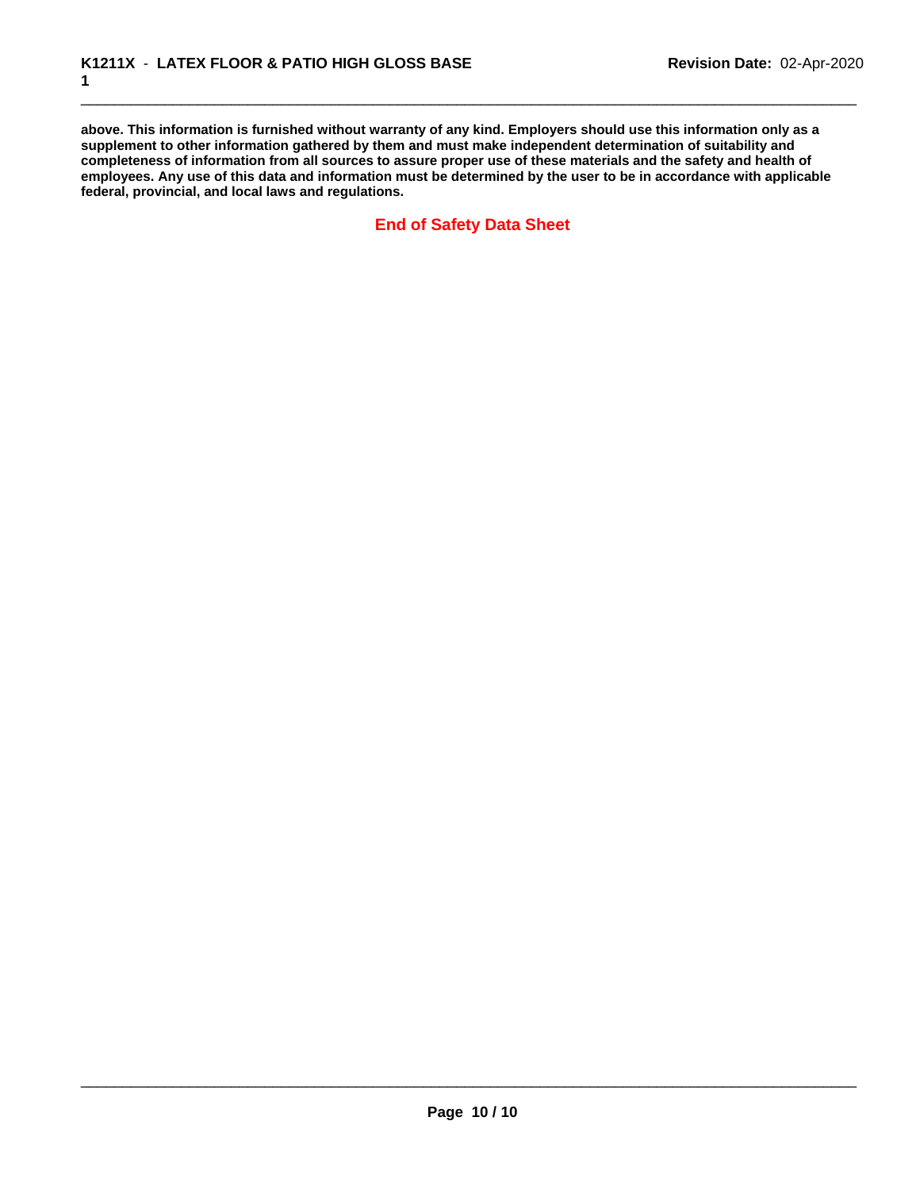**above. This information is furnished without warranty of any kind. Employers should use this information only as a supplement to other information gathered by them and must make independent determination of suitability and completeness of information from all sources to assure proper use of these materials and the safety and health of employees. Any use of this data and information must be determined by the user to be in accordance with applicable federal, provincial, and local laws and regulations.**

**End of Safety Data Sheet**